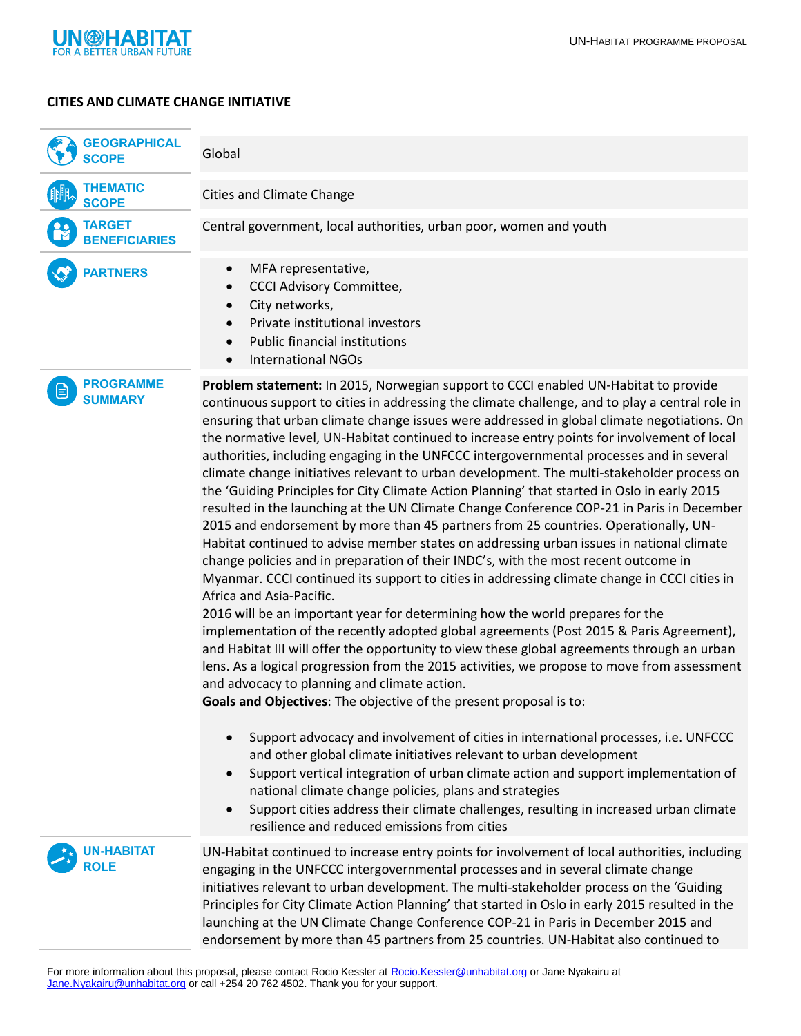# CITIES AND CLIMATE CHANGE INITIATIVE

| | |
|---|---|
| **GEOGRAPHICAL SCOPE** | Global |
| **THEMATIC SCOPE** | Cities and Climate Change |
| **TARGET BENEFICIARIES** | Central government, local authorities, urban poor, women and youth |
| **PARTNERS** | • MFA representative,<br>• CCCI Advisory Committee,<br>• City networks,<br>• Private institutional investors<br>• Public financial institutions<br>• International NGOs |

## PROGRAMME SUMMARY

**Problem statement:** In 2015, Norwegian support to CCCI enabled UN-Habitat to provide continuous support to cities in addressing the climate challenge, and to play a central role in ensuring that urban climate change issues were addressed in global climate negotiations. On the normative level, UN-Habitat continued to increase entry points for involvement of local authorities, including engaging in the UNFCCC intergovernmental processes and in several climate change initiatives relevant to urban development. The multi-stakeholder process on the 'Guiding Principles for City Climate Action Planning' that started in Oslo in early 2015 resulted in the launching at the UN Climate Change Conference COP-21 in Paris in December 2015 and endorsement by more than 45 partners from 25 countries. Operationally, UN-Habitat continued to advise member states on addressing urban issues in national climate change policies and in preparation of their INDC's, with the most recent outcome in Myanmar. CCCI continued its support to cities in addressing climate change in CCCI cities in Africa and Asia-Pacific.

2016 will be an important year for determining how the world prepares for the implementation of the recently adopted global agreements (Post 2015 & Paris Agreement), and Habitat III will offer the opportunity to view these global agreements through an urban lens. As a logical progression from the 2015 activities, we propose to move from assessment and advocacy to planning and climate action.

**Goals and Objectives**: The objective of the present proposal is to:

- Support advocacy and involvement of cities in international processes, i.e. UNFCCC and other global climate initiatives relevant to urban development
- Support vertical integration of urban climate action and support implementation of national climate change policies, plans and strategies
- Support cities address their climate challenges, resulting in increased urban climate resilience and reduced emissions from cities

## UN-HABITAT ROLE

UN-Habitat continued to increase entry points for involvement of local authorities, including engaging in the UNFCCC intergovernmental processes and in several climate change initiatives relevant to urban development. The multi-stakeholder process on the 'Guiding Principles for City Climate Action Planning' that started in Oslo in early 2015 resulted in the launching at the UN Climate Change Conference COP-21 in Paris in December 2015 and endorsement by more than 45 partners from 25 countries. UN-Habitat also continued to

For more information about this proposal, please contact Rocio Kessler at Rocio.Kessler@unhabitat.org or Jane Nyakairu at Jane.Nyakairu@unhabitat.org or call +254 20 762 4502. Thank you for your support.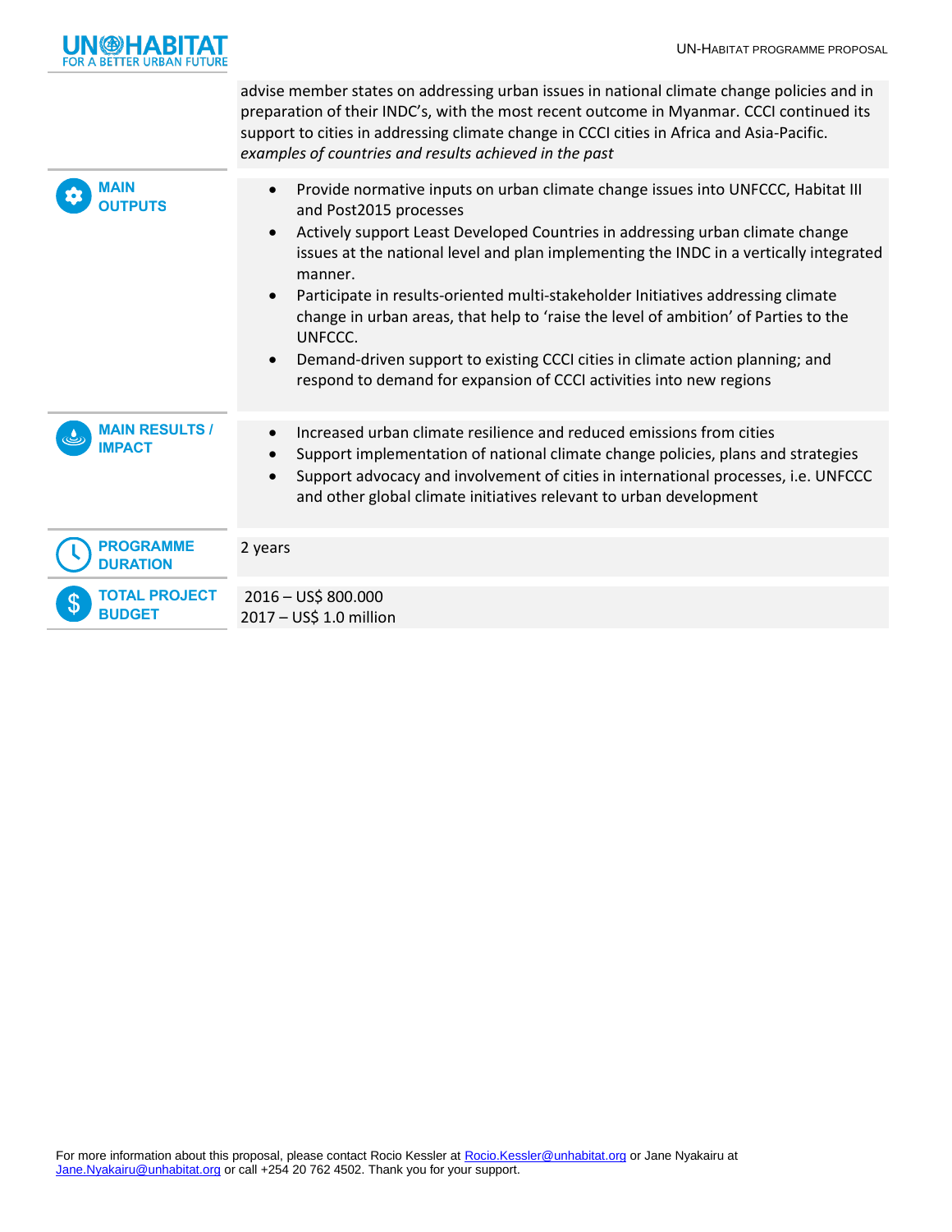advise member states on addressing urban issues in national climate change policies and in preparation of their INDC's, with the most recent outcome in Myanmar. CCCI continued its support to cities in addressing climate change in CCCI cities in Africa and Asia-Pacific.
*examples of countries and results achieved in the past*

**MAIN OUTPUTS**

- Provide normative inputs on urban climate change issues into UNFCCC, Habitat III and Post2015 processes
- Actively support Least Developed Countries in addressing urban climate change issues at the national level and plan implementing the INDC in a vertically integrated manner.
- Participate in results-oriented multi-stakeholder Initiatives addressing climate change in urban areas, that help to 'raise the level of ambition' of Parties to the UNFCCC.
- Demand-driven support to existing CCCI cities in climate action planning; and respond to demand for expansion of CCCI activities into new regions

**MAIN RESULTS / IMPACT**

- Increased urban climate resilience and reduced emissions from cities
- Support implementation of national climate change policies, plans and strategies
- Support advocacy and involvement of cities in international processes, i.e. UNFCCC and other global climate initiatives relevant to urban development

**PROGRAMME DURATION**

2 years

**TOTAL PROJECT BUDGET**

2016 – US$ 800.000
2017 – US$ 1.0 million

For more information about this proposal, please contact Rocio Kessler at Rocio.Kessler@unhabitat.org or Jane Nyakairu at Jane.Nyakairu@unhabitat.org or call +254 20 762 4502. Thank you for your support.